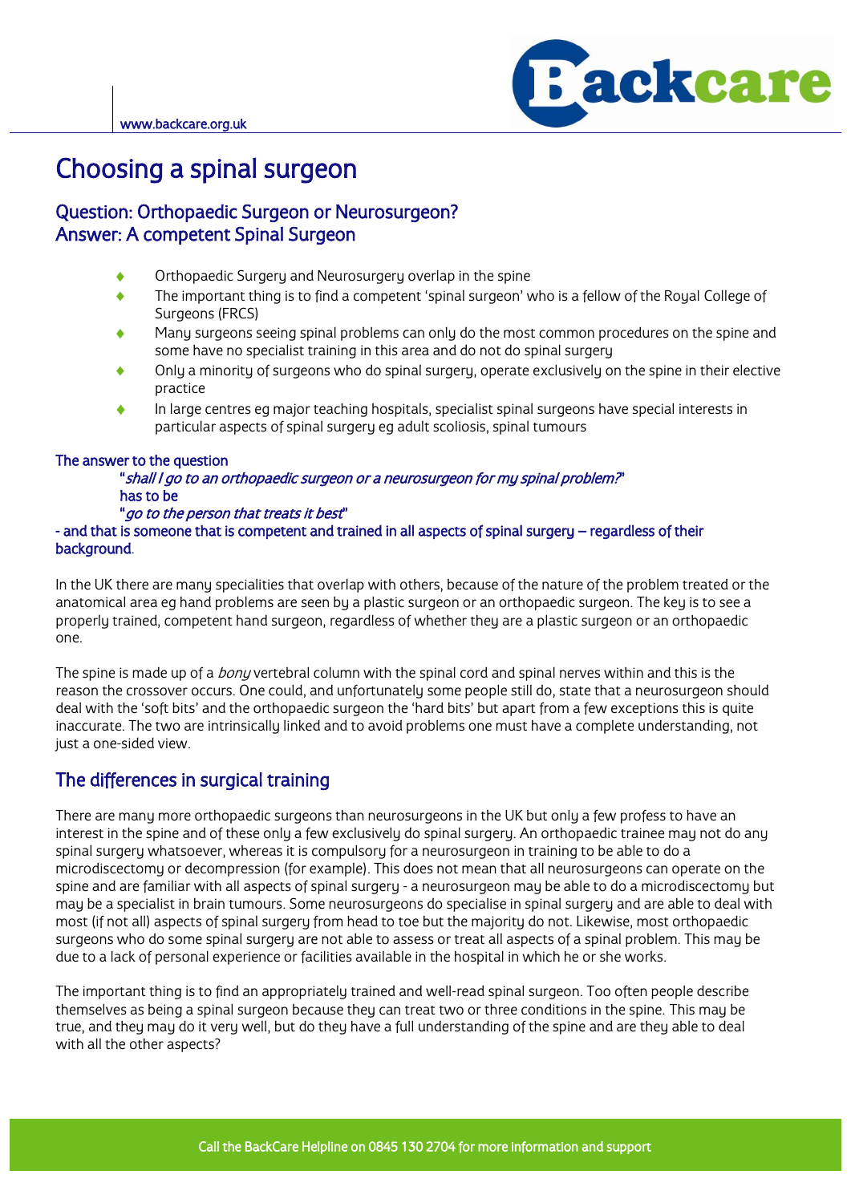# Choosing a spinal surgeon

## Question: Orthopaedic Surgeon or Neurosurgeon?
## Answer: A competent Spinal Surgeon

- Orthopaedic Surgery and Neurosurgery overlap in the spine
- The important thing is to find a competent 'spinal surgeon' who is a fellow of the Royal College of Surgeons (FRCS)
- Many surgeons seeing spinal problems can only do the most common procedures on the spine and some have no specialist training in this area and do not do spinal surgery
- Only a minority of surgeons who do spinal surgery, operate exclusively on the spine in their elective practice
- In large centres eg major teaching hospitals, specialist spinal surgeons have special interests in particular aspects of spinal surgery eg adult scoliosis, spinal tumours

The answer to the question

"*shall I go to an orthopaedic surgeon or a neurosurgeon for my spinal problem?*"

has to be

"*go to the person that treats it best*"

- and that is someone that is competent and trained in all aspects of spinal surgery – regardless of their background.

In the UK there are many specialities that overlap with others, because of the nature of the problem treated or the anatomical area eg hand problems are seen by a plastic surgeon or an orthopaedic surgeon. The key is to see a properly trained, competent hand surgeon, regardless of whether they are a plastic surgeon or an orthopaedic one.

The spine is made up of a *bony* vertebral column with the spinal cord and spinal nerves within and this is the reason the crossover occurs. One could, and unfortunately some people still do, state that a neurosurgeon should deal with the 'soft bits' and the orthopaedic surgeon the 'hard bits' but apart from a few exceptions this is quite inaccurate. The two are intrinsically linked and to avoid problems one must have a complete understanding, not just a one-sided view.

## The differences in surgical training

There are many more orthopaedic surgeons than neurosurgeons in the UK but only a few profess to have an interest in the spine and of these only a few exclusively do spinal surgery. An orthopaedic trainee may not do any spinal surgery whatsoever, whereas it is compulsory for a neurosurgeon in training to be able to do a microdiscectomy or decompression (for example). This does not mean that all neurosurgeons can operate on the spine and are familiar with all aspects of spinal surgery - a neurosurgeon may be able to do a microdiscectomy but may be a specialist in brain tumours. Some neurosurgeons do specialise in spinal surgery and are able to deal with most (if not all) aspects of spinal surgery from head to toe but the majority do not. Likewise, most orthopaedic surgeons who do some spinal surgery are not able to assess or treat all aspects of a spinal problem. This may be due to a lack of personal experience or facilities available in the hospital in which he or she works.

The important thing is to find an appropriately trained and well-read spinal surgeon. Too often people describe themselves as being a spinal surgeon because they can treat two or three conditions in the spine. This may be true, and they may do it very well, but do they have a full understanding of the spine and are they able to deal with all the other aspects?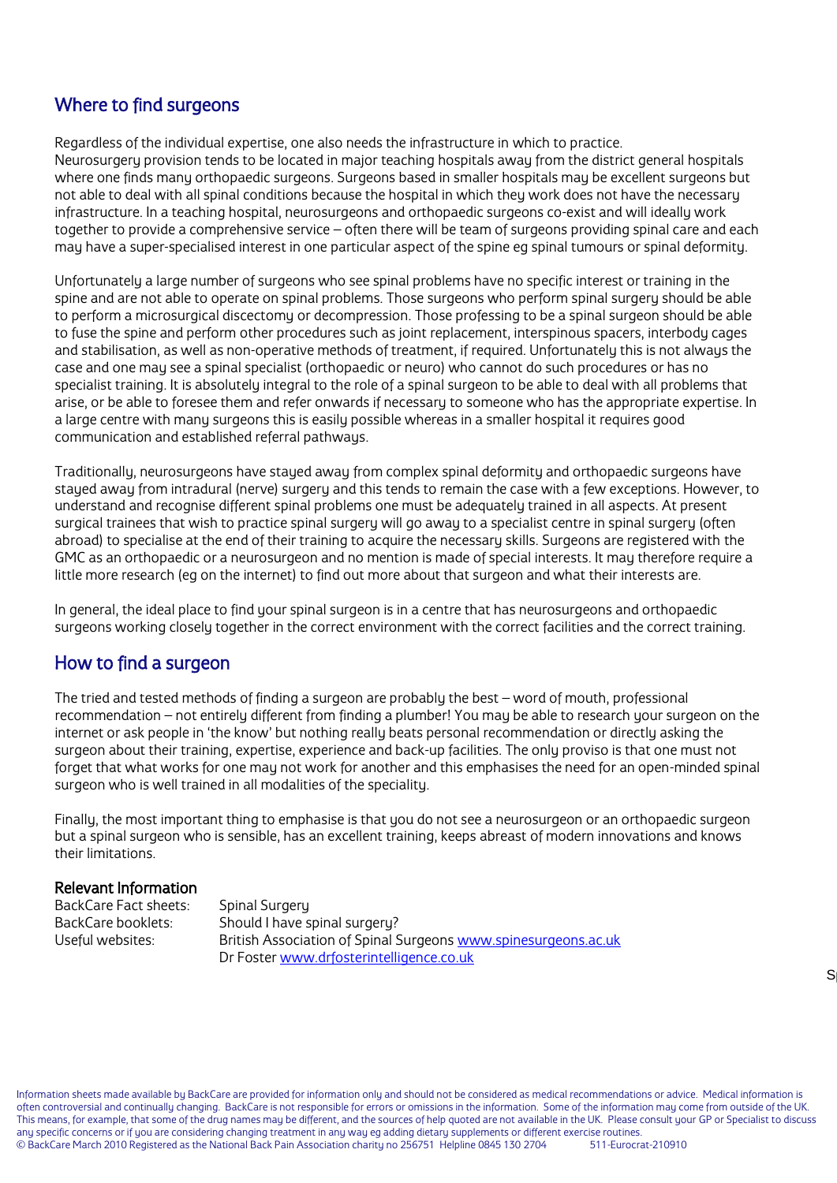## Where to find surgeons

Regardless of the individual expertise, one also needs the infrastructure in which to practice. Neurosurgery provision tends to be located in major teaching hospitals away from the district general hospitals where one finds many orthopaedic surgeons. Surgeons based in smaller hospitals may be excellent surgeons but not able to deal with all spinal conditions because the hospital in which they work does not have the necessary infrastructure. In a teaching hospital, neurosurgeons and orthopaedic surgeons co-exist and will ideally work together to provide a comprehensive service – often there will be team of surgeons providing spinal care and each may have a super-specialised interest in one particular aspect of the spine eg spinal tumours or spinal deformity.

Unfortunately a large number of surgeons who see spinal problems have no specific interest or training in the spine and are not able to operate on spinal problems. Those surgeons who perform spinal surgery should be able to perform a microsurgical discectomy or decompression. Those professing to be a spinal surgeon should be able to fuse the spine and perform other procedures such as joint replacement, interspinous spacers, interbody cages and stabilisation, as well as non-operative methods of treatment, if required. Unfortunately this is not always the case and one may see a spinal specialist (orthopaedic or neuro) who cannot do such procedures or has no specialist training. It is absolutely integral to the role of a spinal surgeon to be able to deal with all problems that arise, or be able to foresee them and refer onwards if necessary to someone who has the appropriate expertise. In a large centre with many surgeons this is easily possible whereas in a smaller hospital it requires good communication and established referral pathways.

Traditionally, neurosurgeons have stayed away from complex spinal deformity and orthopaedic surgeons have stayed away from intradural (nerve) surgery and this tends to remain the case with a few exceptions. However, to understand and recognise different spinal problems one must be adequately trained in all aspects. At present surgical trainees that wish to practice spinal surgery will go away to a specialist centre in spinal surgery (often abroad) to specialise at the end of their training to acquire the necessary skills. Surgeons are registered with the GMC as an orthopaedic or a neurosurgeon and no mention is made of special interests. It may therefore require a little more research (eg on the internet) to find out more about that surgeon and what their interests are.

In general, the ideal place to find your spinal surgeon is in a centre that has neurosurgeons and orthopaedic surgeons working closely together in the correct environment with the correct facilities and the correct training.

## How to find a surgeon

The tried and tested methods of finding a surgeon are probably the best – word of mouth, professional recommendation – not entirely different from finding a plumber! You may be able to research your surgeon on the internet or ask people in 'the know' but nothing really beats personal recommendation or directly asking the surgeon about their training, expertise, experience and back-up facilities. The only proviso is that one must not forget that what works for one may not work for another and this emphasises the need for an open-minded spinal surgeon who is well trained in all modalities of the speciality.

Finally, the most important thing to emphasise is that you do not see a neurosurgeon or an orthopaedic surgeon but a spinal surgeon who is sensible, has an excellent training, keeps abreast of modern innovations and knows their limitations.

### Relevant Information

| | |
|---|---|
| BackCare Fact sheets: | Spinal Surgery |
| BackCare booklets: | Should I have spinal surgery? |
| Useful websites: | British Association of Spinal Surgeons www.spinesurgeons.ac.uk |
| | Dr Foster www.drfosterintelligence.co.uk |

Information sheets made available by BackCare are provided for information only and should not be considered as medical recommendations or advice. Medical information is often controversial and continually changing. BackCare is not responsible for errors or omissions in the information. Some of the information may come from outside of the UK. This means, for example, that some of the drug names may be different, and the sources of help quoted are not available in the UK. Please consult your GP or Specialist to discuss any specific concerns or if you are considering changing treatment in any way eg adding dietary supplements or different exercise routines.
© BackCare March 2010 Registered as the National Back Pain Association charity no 256751 Helpline 0845 130 2704 511-Eurocrat-210910